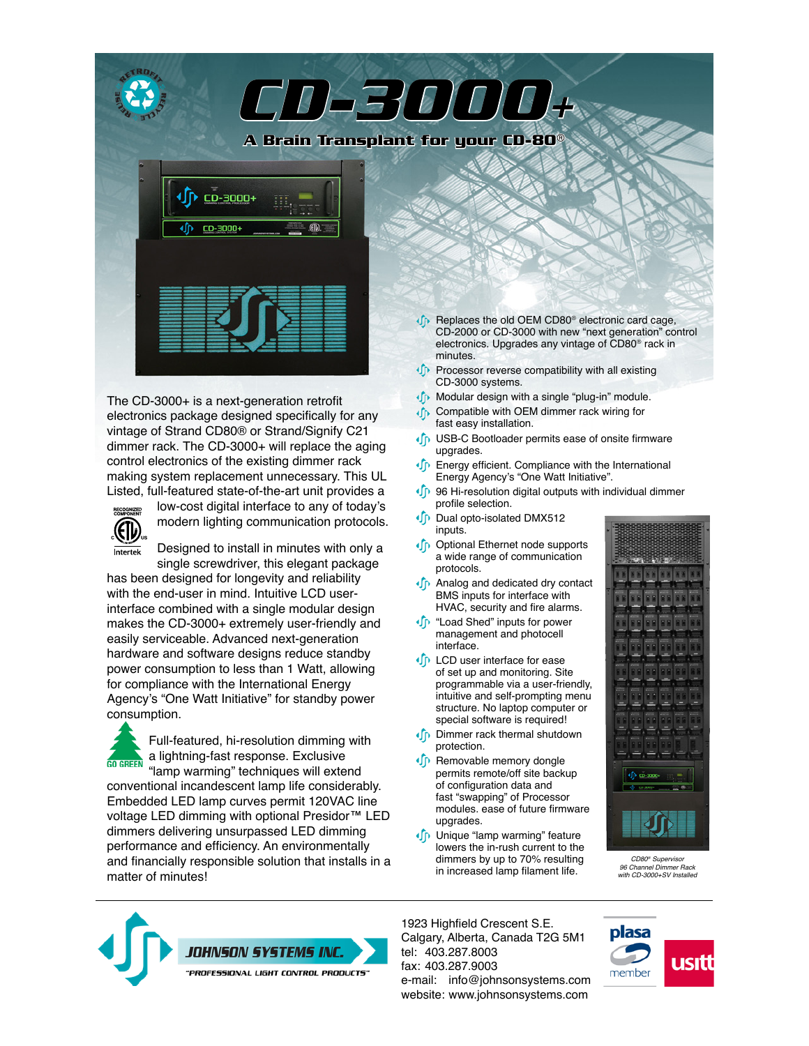# CD-3000+

## A Brain Transplant for your CD-80®

The CD-3000+ is a next-generation retrofit electronics package designed specifically for any vintage of Strand CD80® or Strand/Signify C21 dimmer rack. The CD-3000+ will replace the aging control electronics of the existing dimmer rack making system replacement unnecessary. This UL Listed, full-featured state-of-the-art unit provides a low-cost digital interface to any of today's modern lighting communication protocols.

Designed to install in minutes with only a single screwdriver, this elegant package has been designed for longevity and reliability with the end-user in mind. Intuitive LCD user-interface combined with a single modular design makes the CD-3000+ extremely user-friendly and easily serviceable. Advanced next-generation hardware and software designs reduce standby power consumption to less than 1 Watt, allowing for compliance with the International Energy Agency's "One Watt Initiative" for standby power consumption.

Full-featured, hi-resolution dimming with a lightning-fast response. Exclusive "lamp warming" techniques will extend conventional incandescent lamp life considerably. Embedded LED lamp curves permit 120VAC line voltage LED dimming with optional Presidor™ LED dimmers delivering unsurpassed LED dimming performance and efficiency. An environmentally and financially responsible solution that installs in a matter of minutes!

- Replaces the old OEM CD80® electronic card cage, CD-2000 or CD-3000 with new "next generation" control electronics. Upgrades any vintage of CD80® rack in minutes.
- Processor reverse compatibility with all existing CD-3000 systems.
- Modular design with a single "plug-in" module.
- Compatible with OEM dimmer rack wiring for fast easy installation.
- USB-C Bootloader permits ease of onsite firmware upgrades.
- Energy efficient. Compliance with the International Energy Agency's "One Watt Initiative".
- 96 Hi-resolution digital outputs with individual dimmer profile selection.
- Dual opto-isolated DMX512 inputs.
- Optional Ethernet node supports a wide range of communication protocols.
- Analog and dedicated dry contact BMS inputs for interface with HVAC, security and fire alarms.
- "Load Shed" inputs for power management and photocell interface.
- LCD user interface for ease of set up and monitoring. Site programmable via a user-friendly, intuitive and self-prompting menu structure. No laptop computer or special software is required!
- Dimmer rack thermal shutdown protection.
- Removable memory dongle permits remote/off site backup of configuration data and fast "swapping" of Processor modules. ease of future firmware upgrades.
- Unique "lamp warming" feature lowers the in-rush current to the dimmers by up to 70% resulting in increased lamp filament life.

*CD80® Supervisor 96 Channel Dimmer Rack with CD-3000+SV Installed*

**JOHNSON SYSTEMS INC.**
"PROFESSIONAL LIGHT CONTROL PRODUCTS"

1923 Highfield Crescent S.E.
Calgary, Alberta, Canada T2G 5M1
tel: 403.287.8003
fax: 403.287.9003
e-mail: info@johnsonsystems.com
website: www.johnsonsystems.com

plasa member | usitt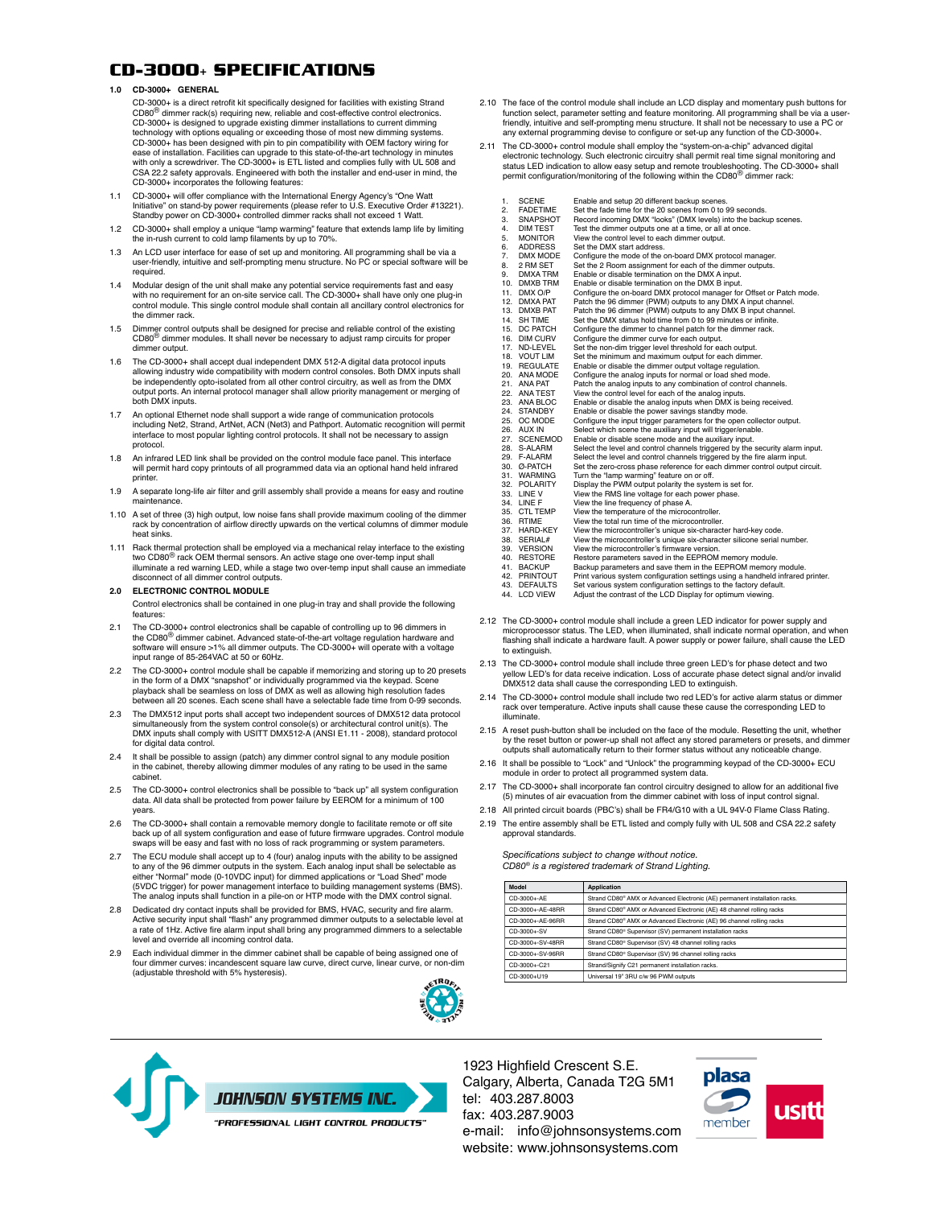# CD-3000+ SPECIFICATIONS

**1.0 CD-3000+ GENERAL**

CD-3000+ is a direct retrofit kit specifically designed for facilities with existing Strand CD80® dimmer rack(s) requiring new, reliable and cost-effective control electronics. CD-3000+ is designed to upgrade existing dimmer installations to current dimming technology with options equaling or exceeding those of most new dimming systems. CD-3000+ has been designed with pin to pin compatibility with OEM factory wiring for ease of installation. Facilities can upgrade to this state-of-the-art technology in minutes with only a screwdriver. The CD-3000+ is ETL listed and complies fully with UL 508 and CSA 22.2 safety approvals. Engineered with both the installer and end-user in mind, the CD-3000+ incorporates the following features:

1.1 CD-3000+ will offer compliance with the International Energy Agency's "One Watt Initiative" on stand-by power requirements (please refer to U.S. Executive Order #13221). Standby power on CD-3000+ controlled dimmer racks shall not exceed 1 Watt.

1.2 CD-3000+ shall employ a unique "lamp warming" feature that extends lamp life by limiting the in-rush current to cold lamp filaments by up to 70%.

1.3 An LCD user interface for ease of set up and monitoring. All programming shall be via a user-friendly, intuitive and self-prompting menu structure. No PC or special software will be required.

1.4 Modular design of the unit shall make any potential service requirements fast and easy with no requirement for an on-site service call. The CD-3000+ shall have only one plug-in control module. This single control module shall contain all ancillary control electronics for the dimmer rack.

1.5 Dimmer control outputs shall be designed for precise and reliable control of the existing CD80® dimmer modules. It shall never be necessary to adjust ramp circuits for proper dimmer output.

1.6 The CD-3000+ shall accept dual independent DMX 512-A digital data protocol inputs allowing industry wide compatibility with modern control consoles. Both DMX inputs shall be independently opto-isolated from all other control circuitry, as well as from the DMX output ports. An internal protocol manager shall allow priority management or merging of both DMX inputs.

1.7 An optional Ethernet node shall support a wide range of communication protocols including Net2, Strand, ArtNet, ACN (Net3) and Pathport. Automatic recognition will permit interface to most popular lighting control protocols. It shall not be necessary to assign protocol.

1.8 An infrared LED link shall be provided on the control module face panel. This interface will permit hard copy printouts of all programmed data via an optional hand held infrared printer.

1.9 A separate long-life air filter and grill assembly shall provide a means for easy and routine maintenance.

1.10 A set of three (3) high output, low noise fans shall provide maximum cooling of the dimmer rack by concentration of airflow directly upwards on the vertical columns of dimmer module heat sinks.

1.11 Rack thermal protection shall be employed via a mechanical relay interface to the existing two CD80® rack OEM thermal sensors. An active stage one over-temp input shall illuminate a red warning LED, while a stage two over-temp input shall cause an immediate disconnect of all dimmer control outputs.

**2.0 ELECTRONIC CONTROL MODULE**

Control electronics shall be contained in one plug-in tray and shall provide the following features:

2.1 The CD-3000+ control electronics shall be capable of controlling up to 96 dimmers in the CD80® dimmer cabinet. Advanced state-of-the-art voltage regulation hardware and software will ensure >1% all dimmer outputs. The CD-3000+ will operate with a voltage input range of 85-264VAC at 50 or 60Hz.

2.2 The CD-3000+ control module shall be capable if memorizing and storing up to 20 presets in the form of a DMX "snapshot" or individually programmed via the keypad. Scene playback shall be seamless on loss of DMX as well as allowing high resolution fades between all 20 scenes. Each scene shall have a selectable fade time from 0-99 seconds.

2.3 The DMX512 input ports shall accept two independent sources of DMX512 data protocol simultaneously from the system control console(s) or architectural control unit(s). The DMX inputs shall comply with USITT DMX512-A (ANSI E1.11 - 2008), standard protocol for digital data control.

2.4 It shall be possible to assign (patch) any dimmer control signal to any module position in the cabinet, thereby allowing dimmer modules of any rating to be used in the same cabinet.

2.5 The CD-3000+ control electronics shall be possible to "back up" all system configuration data. All data shall be protected from power failure by EEROM for a minimum of 100 years.

2.6 The CD-3000+ shall contain a removable memory dongle to facilitate remote or off site back up of all system configuration and ease of future firmware upgrades. Control module swaps will be easy and fast with no loss of rack programming or system parameters.

2.7 The ECU module shall accept up to 4 (four) analog inputs with the ability to be assigned to any of the 96 dimmer outputs in the system. Each analog input shall be selectable as either "Normal" mode (0-10VDC input) for dimmed applications or "Load Shed" mode (5VDC trigger) for power management interface to building management systems (BMS). The analog inputs shall function in a pile-on or HTP mode with the DMX control signal.

2.8 Dedicated dry contact inputs shall be provided for BMS, HVAC, security and fire alarm. Active security input shall "flash" any programmed dimmer outputs to a selectable level at a rate of 1Hz. Active fire alarm input shall bring any programmed dimmers to a selectable level and override all incoming control data.

2.9 Each individual dimmer in the dimmer cabinet shall be capable of being assigned one of four dimmer curves: incandescent square law curve, direct curve, linear curve, or non-dim (adjustable threshold with 5% hysteresis).

2.10 The face of the control module shall include an LCD display and momentary push buttons for function select, parameter setting and feature monitoring. All programming shall be via a user-friendly, intuitive and self-prompting menu structure. It shall not be necessary to use a PC or any external programming devise to configure or set-up any function of the CD-3000+.

2.11 The CD-3000+ control module shall employ the "system-on-a-chip" advanced digital electronic technology. Such electronic circuitry shall permit real time signal monitoring and status LED indication to allow easy setup and remote troubleshooting. The CD-3000+ shall permit configuration/monitoring of the following within the CD80® dimmer rack:

| | | |
|---|---|---|
| 1. | SCENE | Enable and setup 20 different backup scenes. |
| 2. | FADETIME | Set the fade time for the 20 scenes from 0 to 99 seconds. |
| 3. | SNAPSHOT | Record incoming DMX "looks" (DMX levels) into the backup scenes. |
| 4. | DIM TEST | Test the dimmer outputs one at a time, or all at once. |
| 5. | MONITOR | View the control level to each dimmer output. |
| 6. | ADDRESS | Set the DMX start address. |
| 7. | DMX MODE | Configure the mode of the on-board DMX protocol manager. |
| 8. | 2 RM SET | Set the 2 Room assignment for each of the dimmer outputs. |
| 9. | DMXA TRM | Enable or disable termination on the DMX A input. |
| 10. | DMXB TRM | Enable or disable termination on the DMX B input. |
| 11. | DMX O/P | Configure the on-board DMX protocol manager for Offset or Patch mode. |
| 12. | DMXA PAT | Patch the 96 dimmer (PWM) outputs to any DMX A input channel. |
| 13. | DMXB PAT | Patch the 96 dimmer (PWM) outputs to any DMX B input channel. |
| 14. | SH TIME | Set the DMX status hold time from 0 to 99 minutes or infinite. |
| 15. | DC PATCH | Configure the dimmer to channel patch for the dimmer rack. |
| 16. | DIM CURV | Configure the dimmer curve for each output. |
| 17. | ND-LEVEL | Set the non-dim trigger level threshold for each output. |
| 18. | VOUT LIM | Set the minimum and maximum output for each dimmer. |
| 19. | REGULATE | Enable or disable the dimmer output voltage regulation. |
| 20. | ANA MODE | Configure the analog inputs for normal or load shed mode. |
| 21. | ANA PAT | Patch the analog inputs to any combination of control channels. |
| 22. | ANA TEST | View the control level for each of the analog inputs. |
| 23. | ANA BLOC | Enable or disable the analog inputs when DMX is being received. |
| 24. | STANDBY | Enable or disable the power savings standby mode. |
| 25. | OC MODE | Configure the input trigger parameters for the open collector output. |
| 26. | AUX IN | Select which scene the auxiliary input will trigger/enable. |
| 27. | SCENEMOD | Enable or disable scene mode and the auxiliary input. |
| 28. | S-ALARM | Select the level and control channels triggered by the security alarm input. |
| 29. | F-ALARM | Select the level and control channels triggered by the fire alarm input. |
| 30. | Ø-PATCH | Set the zero-cross phase reference for each dimmer control output circuit. |
| 31. | WARMING | Turn the "lamp warming" feature on or off. |
| 32. | POLARITY | Display the PWM output polarity the system is set for. |
| 33. | LINE V | View the RMS line voltage for each power phase. |
| 34. | LINE F | View the line frequency of phase A. |
| 35. | CTL TEMP | View the temperature of the microcontroller. |
| 36. | RTIME | View the total run time of the microcontroller. |
| 37. | HARD-KEY | View the microcontroller's unique six-character hard-key code. |
| 38. | SERIAL# | View the microcontroller's unique six-character silicone serial number. |
| 39. | VERSION | View the microcontroller's firmware version. |
| 40. | RESTORE | Restore parameters saved in the EEPROM memory module. |
| 41. | BACKUP | Backup parameters and save them in the EEPROM memory module. |
| 42. | PRINTOUT | Print various system configuration settings using a handheld infrared printer. |
| 43. | DEFAULTS | Set various system configuration settings to the factory default. |
| 44. | LCD VIEW | Adjust the contrast of the LCD Display for optimum viewing. |

2.12 The CD-3000+ control module shall include a green LED indicator for power supply and microprocessor status. The LED, when illuminated, shall indicate normal operation, and when flashing shall indicate a hardware fault. A power supply or power failure, shall cause the LED to extinguish.

2.13 The CD-3000+ control module shall include three green LED's for phase detect and two yellow LED's for data receive indication. Loss of accurate phase detect signal and/or invalid DMX512 data shall cause the corresponding LED to extinguish.

2.14 The CD-3000+ control module shall include two red LED's for active alarm status or dimmer rack over temperature. Active inputs shall cause these cause the corresponding LED to illuminate.

2.15 A reset push-button shall be included on the face of the module. Resetting the unit, whether by the reset button or power-up shall not affect any stored parameters or presets, and dimmer outputs shall automatically return to their former status without any noticeable change.

2.16 It shall be possible to "Lock" and "Unlock" the programming keypad of the CD-3000+ ECU module in order to protect all programmed system data.

2.17 The CD-3000+ shall incorporate fan control circuitry designed to allow for an additional five (5) minutes of air evacuation from the dimmer cabinet with loss of input control signal.

2.18 All printed circuit boards (PBC's) shall be FR4/G10 with a UL 94V-0 Flame Class Rating.

2.19 The entire assembly shall be ETL listed and comply fully with UL 508 and CSA 22.2 safety approval standards.

*Specifications subject to change without notice.*
*CD80® is a registered trademark of Strand Lighting.*

| Model | Application |
|---|---|
| CD-3000+-AE | Strand CD80® AMX or Advanced Electronic (AE) permanent installation racks. |
| CD-3000+-AE-48RR | Strand CD80® AMX or Advanced Electronic (AE) 48 channel rolling racks |
| CD-3000+-AE-96RR | Strand CD80® AMX or Advanced Electronic (AE) 96 channel rolling racks |
| CD-3000+-SV | Strand CD80® Supervisor (SV) permanent installation racks |
| CD-3000+-SV-48RR | Strand CD80® Supervisor (SV) 48 channel rolling racks |
| CD-3000+-SV-96RR | Strand CD80® Supervisor (SV) 96 channel rolling racks |
| CD-3000+-C21 | Strand/Signify C21 permanent installation racks. |
| CD-3000+U19 | Universal 19" 3RU c/w 96 PWM outputs |

RETROFIT · REUSE · RECYCLE

JOHNSON SYSTEMS INC.
"PROFESSIONAL LIGHT CONTROL PRODUCTS"

1923 Highfield Crescent S.E.
Calgary, Alberta, Canada T2G 5M1
tel: 403.287.8003
fax: 403.287.9003
e-mail: info@johnsonsystems.com
website: www.johnsonsystems.com

plasa member
usitt